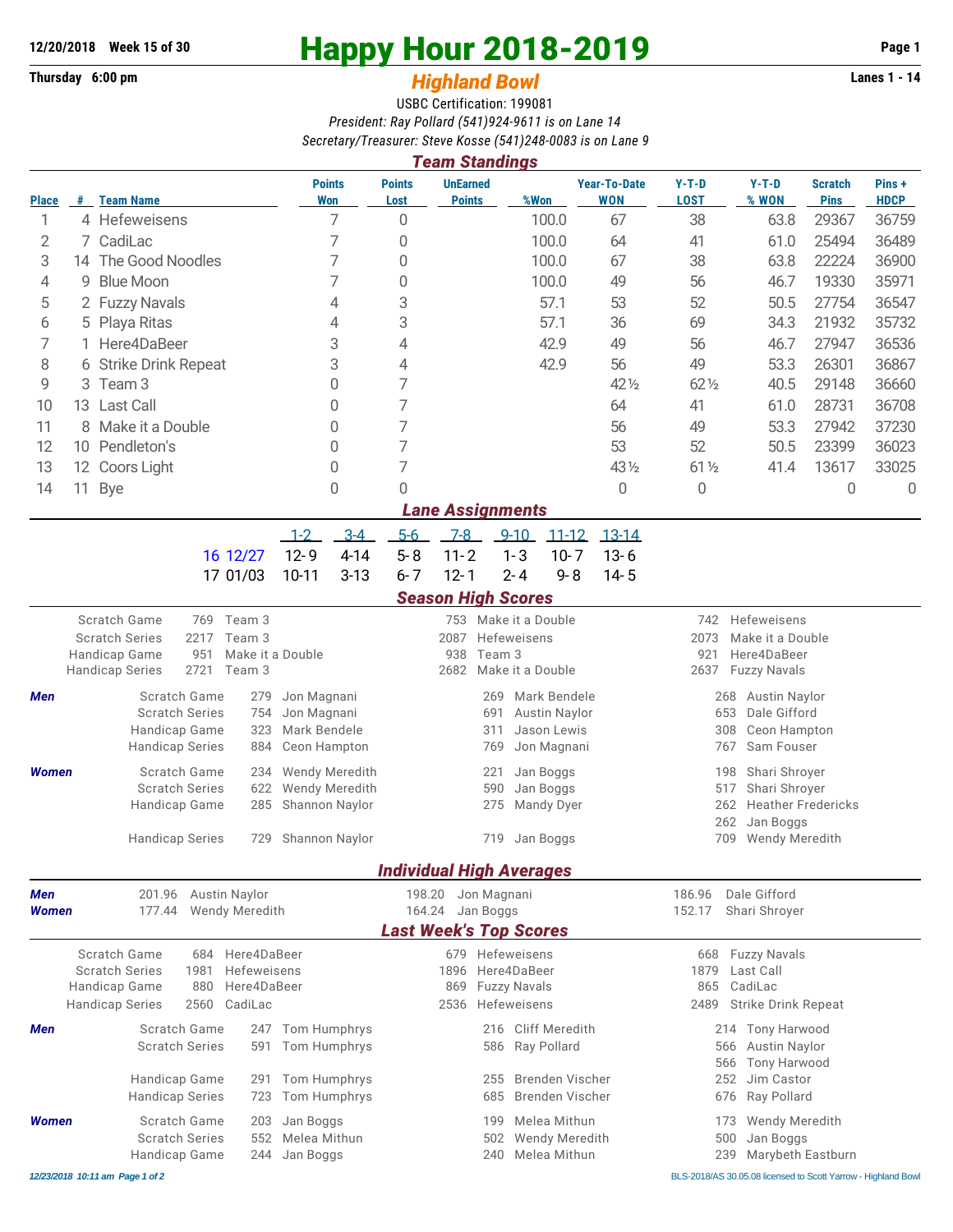**12/20/2018 Week 15 of 30**

# Happy Hour 2018-2019

**Thursday 6:00 pm** — **Lanes 1 - 14**

## *Highland Bowl*

USBC Certification: 199081

*President: Ray Pollard (541)924-9611 is on Lane 14*

*Secretary/Treasurer: Steve Kosse (541)248-0083 is on Lane 9*

## Team Standings

| Place | # | Team Name | Points Won | Points Lost | UnEarned Points | %Won | Year-To-Date WON | Y-T-D LOST | Y-T-D % WON | Scratch Pins | Pins + HDCP |
|---|---|---|---|---|---|---|---|---|---|---|---|
| 1 | 4 | Hefeweisens | 7 | 0 | | 100.0 | 67 | 38 | 63.8 | 29367 | 36759 |
| 2 | 7 | CadiLac | 7 | 0 | | 100.0 | 64 | 41 | 61.0 | 25494 | 36489 |
| 3 | 14 | The Good Noodles | 7 | 0 | | 100.0 | 67 | 38 | 63.8 | 22224 | 36900 |
| 4 | 9 | Blue Moon | 7 | 0 | | 100.0 | 49 | 56 | 46.7 | 19330 | 35971 |
| 5 | 2 | Fuzzy Navals | 4 | 3 | | 57.1 | 53 | 52 | 50.5 | 27754 | 36547 |
| 6 | 5 | Playa Ritas | 4 | 3 | | 57.1 | 36 | 69 | 34.3 | 21932 | 35732 |
| 7 | 1 | Here4DaBeer | 3 | 4 | | 42.9 | 49 | 56 | 46.7 | 27947 | 36536 |
| 8 | 6 | Strike Drink Repeat | 3 | 4 | | 42.9 | 56 | 49 | 53.3 | 26301 | 36867 |
| 9 | 3 | Team 3 | 0 | 7 | | | 42½ | 62½ | 40.5 | 29148 | 36660 |
| 10 | 13 | Last Call | 0 | 7 | | | 64 | 41 | 61.0 | 28731 | 36708 |
| 11 | 8 | Make it a Double | 0 | 7 | | | 56 | 49 | 53.3 | 27942 | 37230 |
| 12 | 10 | Pendleton's | 0 | 7 | | | 53 | 52 | 50.5 | 23399 | 36023 |
| 13 | 12 | Coors Light | 0 | 7 | | | 43½ | 61½ | 41.4 | 13617 | 33025 |
| 14 | 11 | Bye | 0 | 0 | | | 0 | 0 | | 0 | 0 |

## Lane Assignments

| | 1-2 | 3-4 | 5-6 | 7-8 | 9-10 | 11-12 | 13-14 |
|---|---|---|---|---|---|---|---|
| 16 12/27 | 12-9 | 4-14 | 5-8 | 11-2 | 1-3 | 10-7 | 13-6 |
| 17 01/03 | 10-11 | 3-13 | 6-7 | 12-1 | 2-4 | 9-8 | 14-5 |

## Season High Scores

| | | | | | | | |
|---|---|---|---|---|---|---|---|
| | Scratch Game | 769 | Team 3 | 753 | Make it a Double | 742 | Hefeweisens |
| | Scratch Series | 2217 | Team 3 | 2087 | Hefeweisens | 2073 | Make it a Double |
| | Handicap Game | 951 | Make it a Double | 938 | Team 3 | 921 | Here4DaBeer |
| | Handicap Series | 2721 | Team 3 | 2682 | Make it a Double | 2637 | Fuzzy Navals |
| **Men** | Scratch Game | 279 | Jon Magnani | 269 | Mark Bendele | 268 | Austin Naylor |
| | Scratch Series | 754 | Jon Magnani | 691 | Austin Naylor | 653 | Dale Gifford |
| | Handicap Game | 323 | Mark Bendele | 311 | Jason Lewis | 308 | Ceon Hampton |
| | Handicap Series | 884 | Ceon Hampton | 769 | Jon Magnani | 767 | Sam Fouser |
| **Women** | Scratch Game | 234 | Wendy Meredith | 221 | Jan Boggs | 198 | Shari Shroyer |
| | Scratch Series | 622 | Wendy Meredith | 590 | Jan Boggs | 517 | Shari Shroyer |
| | Handicap Game | 285 | Shannon Naylor | 275 | Mandy Dyer | 262 | Heather Fredericks |
| | | | | | | 262 | Jan Boggs |
| | Handicap Series | 729 | Shannon Naylor | 719 | Jan Boggs | 709 | Wendy Meredith |

## Individual High Averages

| | | | | | | |
|---|---|---|---|---|---|---|
| **Men** | 201.96 | Austin Naylor | 198.20 | Jon Magnani | 186.96 | Dale Gifford |
| **Women** | 177.44 | Wendy Meredith | 164.24 | Jan Boggs | 152.17 | Shari Shroyer |

## Last Week's Top Scores

| | | | | | | | |
|---|---|---|---|---|---|---|---|
| | Scratch Game | 684 | Here4DaBeer | 679 | Hefeweisens | 668 | Fuzzy Navals |
| | Scratch Series | 1981 | Hefeweisens | 1896 | Here4DaBeer | 1879 | Last Call |
| | Handicap Game | 880 | Here4DaBeer | 869 | Fuzzy Navals | 865 | CadiLac |
| | Handicap Series | 2560 | CadiLac | 2536 | Hefeweisens | 2489 | Strike Drink Repeat |
| **Men** | Scratch Game | 247 | Tom Humphrys | 216 | Cliff Meredith | 214 | Tony Harwood |
| | Scratch Series | 591 | Tom Humphrys | 586 | Ray Pollard | 566 | Austin Naylor |
| | | | | | | 566 | Tony Harwood |
| | Handicap Game | 291 | Tom Humphrys | 255 | Brenden Vischer | 252 | Jim Castor |
| | Handicap Series | 723 | Tom Humphrys | 685 | Brenden Vischer | 676 | Ray Pollard |
| **Women** | Scratch Game | 203 | Jan Boggs | 199 | Melea Mithun | 173 | Wendy Meredith |
| | Scratch Series | 552 | Melea Mithun | 502 | Wendy Meredith | 500 | Jan Boggs |
| | Handicap Game | 244 | Jan Boggs | 240 | Melea Mithun | 239 | Marybeth Eastburn |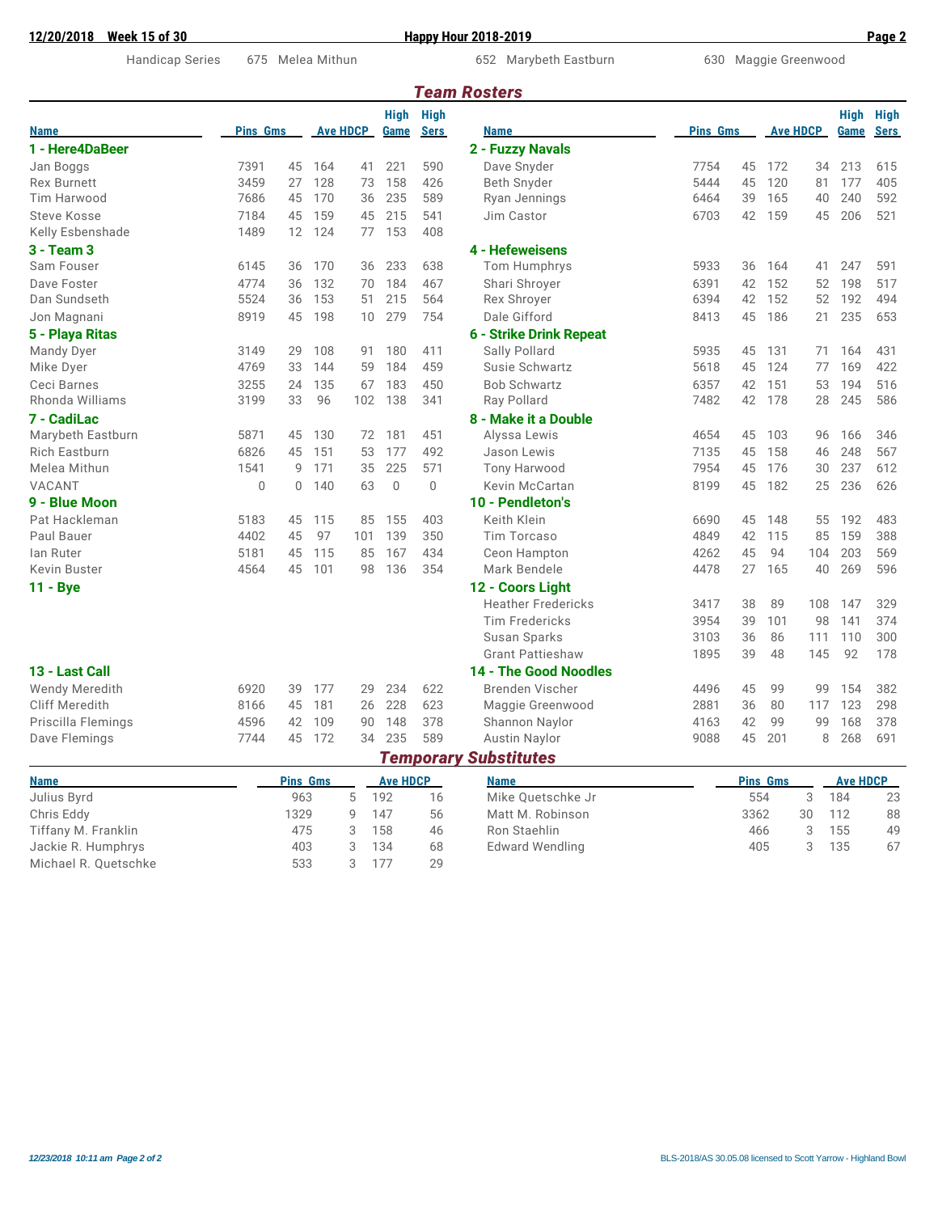Handicap Series 675 Melea Mithun 652 Marybeth Eastburn 630 Maggie Greenwood

## Team Rosters

| Name | Pins | Gms | Ave | HDCP | High Game | High Sers |
|---|---|---|---|---|---|---|
| **1 - Here4DaBeer** | | | | | | |
| Jan Boggs | 7391 | 45 | 164 | 41 | 221 | 590 |
| Rex Burnett | 3459 | 27 | 128 | 73 | 158 | 426 |
| Tim Harwood | 7686 | 45 | 170 | 36 | 235 | 589 |
| Steve Kosse | 7184 | 45 | 159 | 45 | 215 | 541 |
| Kelly Esbenshade | 1489 | 12 | 124 | 77 | 153 | 408 |
| **2 - Fuzzy Navals** | | | | | | |
| Dave Snyder | 7754 | 45 | 172 | 34 | 213 | 615 |
| Beth Snyder | 5444 | 45 | 120 | 81 | 177 | 405 |
| Ryan Jennings | 6464 | 39 | 165 | 40 | 240 | 592 |
| Jim Castor | 6703 | 42 | 159 | 45 | 206 | 521 |
| **3 - Team 3** | | | | | | |
| Sam Fouser | 6145 | 36 | 170 | 36 | 233 | 638 |
| Dave Foster | 4774 | 36 | 132 | 70 | 184 | 467 |
| Dan Sundseth | 5524 | 36 | 153 | 51 | 215 | 564 |
| Jon Magnani | 8919 | 45 | 198 | 10 | 279 | 754 |
| **4 - Hefeweisens** | | | | | | |
| Tom Humphrys | 5933 | 36 | 164 | 41 | 247 | 591 |
| Shari Shroyer | 6391 | 42 | 152 | 52 | 198 | 517 |
| Rex Shroyer | 6394 | 42 | 152 | 52 | 192 | 494 |
| Dale Gifford | 8413 | 45 | 186 | 21 | 235 | 653 |
| **5 - Playa Ritas** | | | | | | |
| Mandy Dyer | 3149 | 29 | 108 | 91 | 180 | 411 |
| Mike Dyer | 4769 | 33 | 144 | 59 | 184 | 459 |
| Ceci Barnes | 3255 | 24 | 135 | 67 | 183 | 450 |
| Rhonda Williams | 3199 | 33 | 96 | 102 | 138 | 341 |
| **6 - Strike Drink Repeat** | | | | | | |
| Sally Pollard | 5935 | 45 | 131 | 71 | 164 | 431 |
| Susie Schwartz | 5618 | 45 | 124 | 77 | 169 | 422 |
| Bob Schwartz | 6357 | 42 | 151 | 53 | 194 | 516 |
| Ray Pollard | 7482 | 42 | 178 | 28 | 245 | 586 |
| **7 - CadiLac** | | | | | | |
| Marybeth Eastburn | 5871 | 45 | 130 | 72 | 181 | 451 |
| Rich Eastburn | 6826 | 45 | 151 | 53 | 177 | 492 |
| Melea Mithun | 1541 | 9 | 171 | 35 | 225 | 571 |
| VACANT | 0 | 0 | 140 | 63 | 0 | 0 |
| **8 - Make it a Double** | | | | | | |
| Alyssa Lewis | 4654 | 45 | 103 | 96 | 166 | 346 |
| Jason Lewis | 7135 | 45 | 158 | 46 | 248 | 567 |
| Tony Harwood | 7954 | 45 | 176 | 30 | 237 | 612 |
| Kevin McCartan | 8199 | 45 | 182 | 25 | 236 | 626 |
| **9 - Blue Moon** | | | | | | |
| Pat Hackleman | 5183 | 45 | 115 | 85 | 155 | 403 |
| Paul Bauer | 4402 | 45 | 97 | 101 | 139 | 350 |
| Ian Ruter | 5181 | 45 | 115 | 85 | 167 | 434 |
| Kevin Buster | 4564 | 45 | 101 | 98 | 136 | 354 |
| **10 - Pendleton's** | | | | | | |
| Keith Klein | 6690 | 45 | 148 | 55 | 192 | 483 |
| Tim Torcaso | 4849 | 42 | 115 | 85 | 159 | 388 |
| Ceon Hampton | 4262 | 45 | 94 | 104 | 203 | 569 |
| Mark Bendele | 4478 | 27 | 165 | 40 | 269 | 596 |
| **11 - Bye** | | | | | | |
| **12 - Coors Light** | | | | | | |
| Heather Fredericks | 3417 | 38 | 89 | 108 | 147 | 329 |
| Tim Fredericks | 3954 | 39 | 101 | 98 | 141 | 374 |
| Susan Sparks | 3103 | 36 | 86 | 111 | 110 | 300 |
| Grant Pattieshaw | 1895 | 39 | 48 | 145 | 92 | 178 |
| **13 - Last Call** | | | | | | |
| Wendy Meredith | 6920 | 39 | 177 | 29 | 234 | 622 |
| Cliff Meredith | 8166 | 45 | 181 | 26 | 228 | 623 |
| Priscilla Flemings | 4596 | 42 | 109 | 90 | 148 | 378 |
| Dave Flemings | 7744 | 45 | 172 | 34 | 235 | 589 |
| **14 - The Good Noodles** | | | | | | |
| Brenden Vischer | 4496 | 45 | 99 | 99 | 154 | 382 |
| Maggie Greenwood | 2881 | 36 | 80 | 117 | 123 | 298 |
| Shannon Naylor | 4163 | 42 | 99 | 99 | 168 | 378 |
| Austin Naylor | 9088 | 45 | 201 | 8 | 268 | 691 |

## Temporary Substitutes

| Name | Pins | Gms | Ave | HDCP |
|---|---|---|---|---|
| Julius Byrd | 963 | 5 | 192 | 16 |
| Chris Eddy | 1329 | 9 | 147 | 56 |
| Tiffany M. Franklin | 475 | 3 | 158 | 46 |
| Jackie R. Humphrys | 403 | 3 | 134 | 68 |
| Michael R. Quetschke | 533 | 3 | 177 | 29 |
| Mike Quetschke Jr | 554 | 3 | 184 | 23 |
| Matt M. Robinson | 3362 | 30 | 112 | 88 |
| Ron Staehlin | 466 | 3 | 155 | 49 |
| Edward Wendling | 405 | 3 | 135 | 67 |